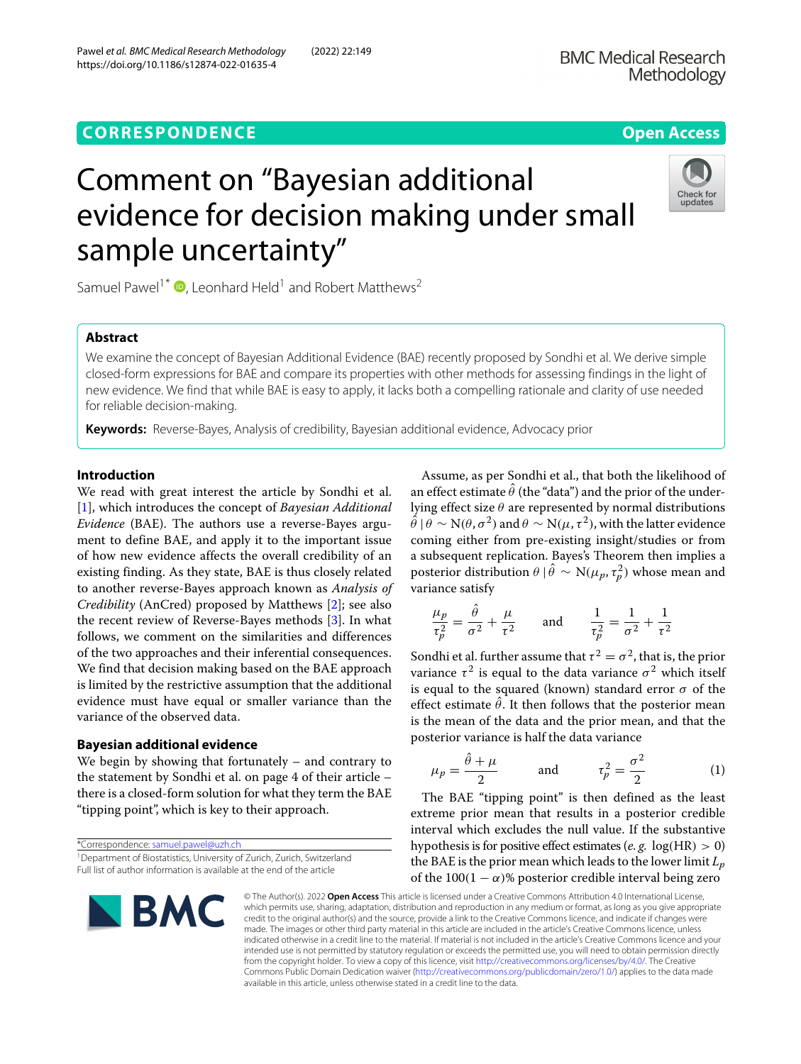CORRESPONDENCE

Open Access

# Comment on “Bayesian additional evidence for decision making under small sample uncertainty”

Samuel Pawel[1*], Leonhard Held[1] and Robert Matthews[2]

## Abstract

We examine the concept of Bayesian Additional Evidence (BAE) recently proposed by Sondhi et al. We derive simple closed-form expressions for BAE and compare its properties with other methods for assessing findings in the light of new evidence. We find that while BAE is easy to apply, it lacks both a compelling rationale and clarity of use needed for reliable decision-making.

**Keywords:** Reverse-Bayes, Analysis of credibility, Bayesian additional evidence, Advocacy prior

## Introduction

We read with great interest the article by Sondhi et al. [1], which introduces the concept of *Bayesian Additional Evidence* (BAE). The authors use a reverse-Bayes argument to define BAE, and apply it to the important issue of how new evidence affects the overall credibility of an existing finding. As they state, BAE is thus closely related to another reverse-Bayes approach known as *Analysis of Credibility* (AnCred) proposed by Matthews [2]; see also the recent review of Reverse-Bayes methods [3]. In what follows, we comment on the similarities and differences of the two approaches and their inferential consequences. We find that decision making based on the BAE approach is limited by the restrictive assumption that the additional evidence must have equal or smaller variance than the variance of the observed data.

## Bayesian additional evidence

We begin by showing that fortunately – and contrary to the statement by Sondhi et al. on page 4 of their article – there is a closed-form solution for what they term the BAE “tipping point”, which is key to their approach.

Assume, as per Sondhi et al., that both the likelihood of an effect estimate $\hat{\theta}$ (the “data”) and the prior of the underlying effect size $\theta$ are represented by normal distributions $\hat{\theta} \mid \theta \sim \mathrm{N}(\theta, \sigma^2)$ and $\theta \sim \mathrm{N}(\mu, \tau^2)$, with the latter evidence coming either from pre-existing insight/studies or from a subsequent replication. Bayes's Theorem then implies a posterior distribution $\theta \mid \hat{\theta} \sim \mathrm{N}(\mu_p, \tau_p^2)$ whose mean and variance satisfy

$$\frac{\mu_p}{\tau_p^2} = \frac{\hat{\theta}}{\sigma^2} + \frac{\mu}{\tau^2} \qquad \text{and} \qquad \frac{1}{\tau_p^2} = \frac{1}{\sigma^2} + \frac{1}{\tau^2}$$

Sondhi et al. further assume that $\tau^2 = \sigma^2$, that is, the prior variance $\tau^2$ is equal to the data variance $\sigma^2$ which itself is equal to the squared (known) standard error $\sigma$ of the effect estimate $\hat{\theta}$. It then follows that the posterior mean is the mean of the data and the prior mean, and that the posterior variance is half the data variance

$$\mu_p = \frac{\hat{\theta} + \mu}{2} \qquad \text{and} \qquad \tau_p^2 = \frac{\sigma^2}{2} \tag{1}$$

The BAE “tipping point” is then defined as the least extreme prior mean that results in a posterior credible interval which excludes the null value. If the substantive hypothesis is for positive effect estimates (*e. g.* $\log(\mathrm{HR}) > 0$) the BAE is the prior mean which leads to the lower limit $L_p$ of the $100(1-\alpha)$% posterior credible interval being zero

*Correspondence: samuel.pawel@uzh.ch

[1] Department of Biostatistics, University of Zurich, Zurich, Switzerland

Full list of author information is available at the end of the article

© The Author(s). 2022 **Open Access** This article is licensed under a Creative Commons Attribution 4.0 International License, which permits use, sharing, adaptation, distribution and reproduction in any medium or format, as long as you give appropriate credit to the original author(s) and the source, provide a link to the Creative Commons licence, and indicate if changes were made. The images or other third party material in this article are included in the article's Creative Commons licence, unless indicated otherwise in a credit line to the material. If material is not included in the article's Creative Commons licence and your intended use is not permitted by statutory regulation or exceeds the permitted use, you will need to obtain permission directly from the copyright holder. To view a copy of this licence, visit http://creativecommons.org/licenses/by/4.0/. The Creative Commons Public Domain Dedication waiver (http://creativecommons.org/publicdomain/zero/1.0/) applies to the data made available in this article, unless otherwise stated in a credit line to the data.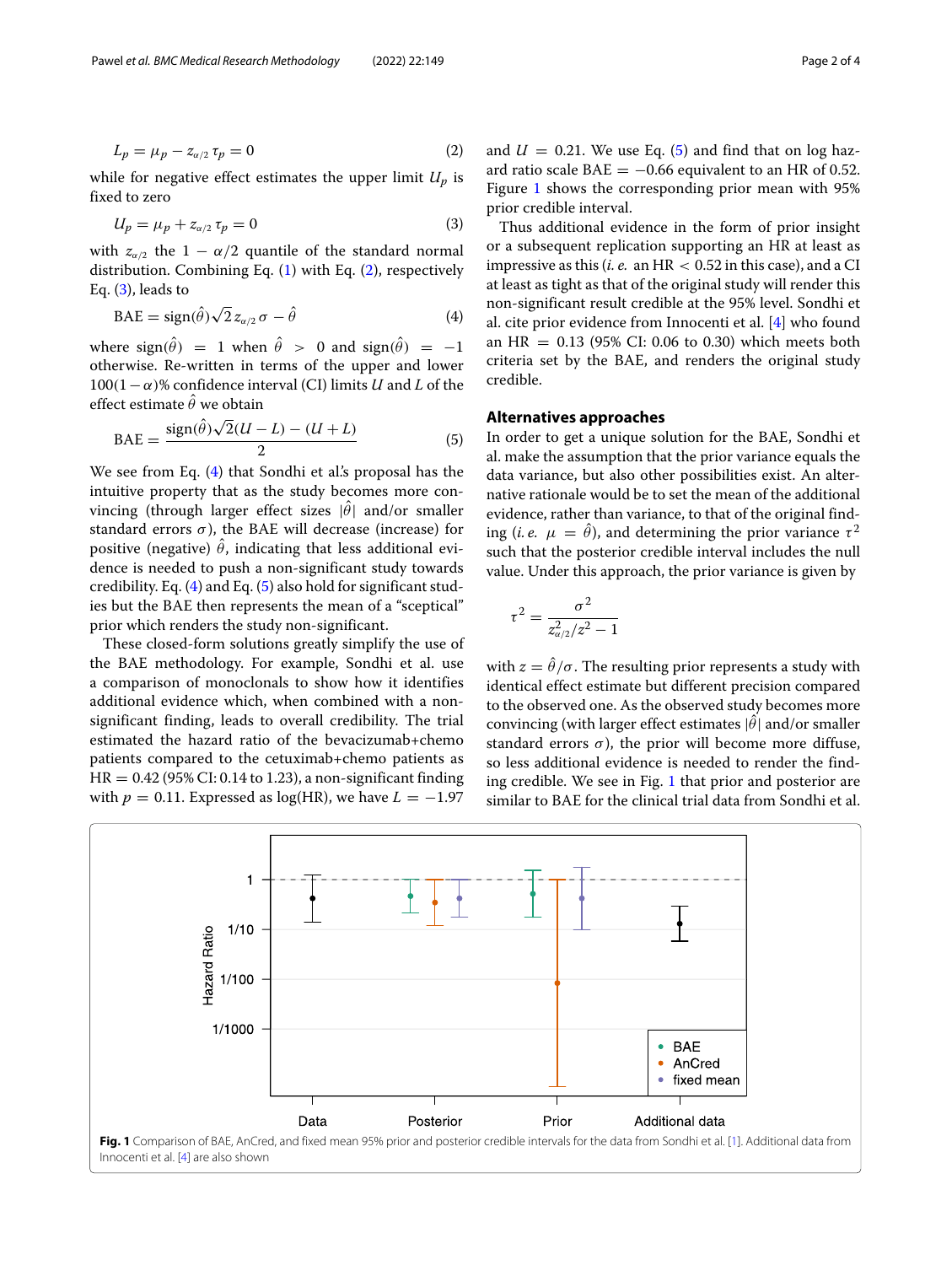$$L_p = \mu_p - z_{\alpha/2}\,\tau_p = 0 \tag{2}$$

while for negative effect estimates the upper limit $U_p$ is fixed to zero

$$U_p = \mu_p + z_{\alpha/2}\,\tau_p = 0 \tag{3}$$

with $z_{\alpha/2}$ the $1 - \alpha/2$ quantile of the standard normal distribution. Combining Eq. (1) with Eq. (2), respectively Eq. (3), leads to

$$\text{BAE} = \text{sign}(\hat{\theta})\sqrt{2}\,z_{\alpha/2}\,\sigma - \hat{\theta} \tag{4}$$

where $\text{sign}(\hat{\theta}) = 1$ when $\hat{\theta} > 0$ and $\text{sign}(\hat{\theta}) = -1$ otherwise. Re-written in terms of the upper and lower $100(1-\alpha)\%$ confidence interval (CI) limits $U$ and $L$ of the effect estimate $\hat{\theta}$ we obtain

$$\text{BAE} = \frac{\text{sign}(\hat{\theta})\sqrt{2}(U-L) - (U+L)}{2} \tag{5}$$

We see from Eq. (4) that Sondhi et al.'s proposal has the intuitive property that as the study becomes more convincing (through larger effect sizes $|\hat{\theta}|$ and/or smaller standard errors $\sigma$), the BAE will decrease (increase) for positive (negative) $\hat{\theta}$, indicating that less additional evidence is needed to push a non-significant study towards credibility. Eq. (4) and Eq. (5) also hold for significant studies but the BAE then represents the mean of a "sceptical" prior which renders the study non-significant.

These closed-form solutions greatly simplify the use of the BAE methodology. For example, Sondhi et al. use a comparison of monoclonals to show how it identifies additional evidence which, when combined with a non-significant finding, leads to overall credibility. The trial estimated the hazard ratio of the bevacizumab+chemo patients compared to the cetuximab+chemo patients as HR $= 0.42$ (95% CI: 0.14 to 1.23), a non-significant finding with $p = 0.11$. Expressed as log(HR), we have $L = -1.97$ and $U = 0.21$. We use Eq. (5) and find that on log hazard ratio scale BAE $= -0.66$ equivalent to an HR of 0.52. Figure 1 shows the corresponding prior mean with 95% prior credible interval.

Thus additional evidence in the form of prior insight or a subsequent replication supporting an HR at least as impressive as this (*i. e.* an HR $< 0.52$ in this case), and a CI at least as tight as that of the original study will render this non-significant result credible at the 95% level. Sondhi et al. cite prior evidence from Innocenti et al. [4] who found an HR $= 0.13$ (95% CI: 0.06 to 0.30) which meets both criteria set by the BAE, and renders the original study credible.

## Alternatives approaches

In order to get a unique solution for the BAE, Sondhi et al. make the assumption that the prior variance equals the data variance, but also other possibilities exist. An alternative rationale would be to set the mean of the additional evidence, rather than variance, to that of the original finding (*i. e.* $\mu = \hat{\theta}$), and determining the prior variance $\tau^2$ such that the posterior credible interval includes the null value. Under this approach, the prior variance is given by

$$\tau^2 = \frac{\sigma^2}{z^2_{\alpha/2}/z^2 - 1}$$

with $z = \hat{\theta}/\sigma$. The resulting prior represents a study with identical effect estimate but different precision compared to the observed one. As the observed study becomes more convincing (with larger effect estimates $|\hat{\theta}|$ and/or smaller standard errors $\sigma$), the prior will become more diffuse, so less additional evidence is needed to render the finding credible. We see in Fig. 1 that prior and posterior are similar to BAE for the clinical trial data from Sondhi et al.

**Fig. 1** Comparison of BAE, AnCred, and fixed mean 95% prior and posterior credible intervals for the data from Sondhi et al. [1]. Additional data from Innocenti et al. [4] are also shown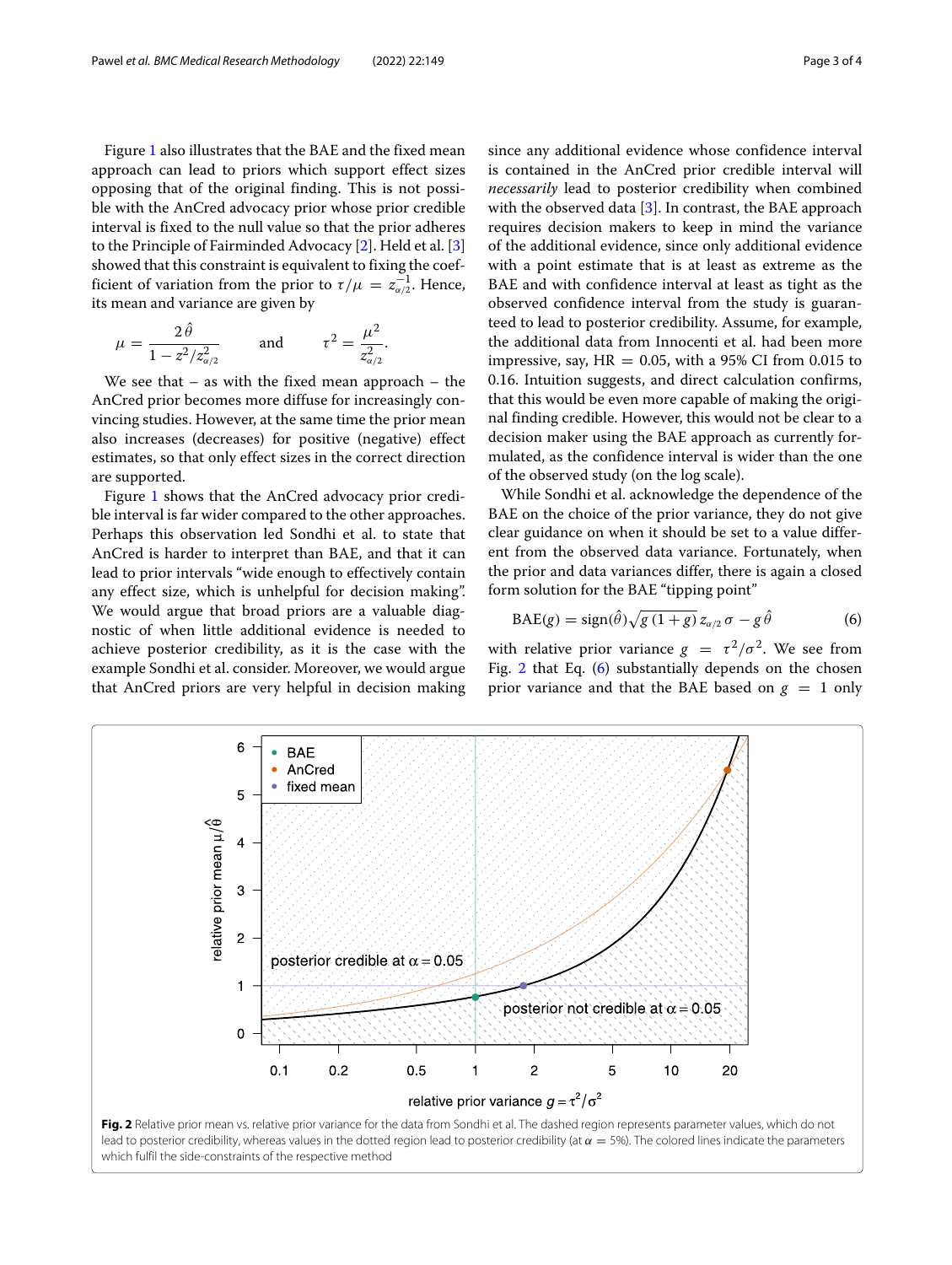Figure 1 also illustrates that the BAE and the fixed mean approach can lead to priors which support effect sizes opposing that of the original finding. This is not possible with the AnCred advocacy prior whose prior credible interval is fixed to the null value so that the prior adheres to the Principle of Fairminded Advocacy [2]. Held et al. [3] showed that this constraint is equivalent to fixing the coefficient of variation from the prior to $\tau/\mu = z_{\alpha/2}^{-1}$. Hence, its mean and variance are given by

$$\mu = \frac{2\,\hat{\theta}}{1 - z^2/z_{\alpha/2}^2} \qquad \text{and} \qquad \tau^2 = \frac{\mu^2}{z_{\alpha/2}^2}.$$

We see that – as with the fixed mean approach – the AnCred prior becomes more diffuse for increasingly convincing studies. However, at the same time the prior mean also increases (decreases) for positive (negative) effect estimates, so that only effect sizes in the correct direction are supported.

Figure 1 shows that the AnCred advocacy prior credible interval is far wider compared to the other approaches. Perhaps this observation led Sondhi et al. to state that AnCred is harder to interpret than BAE, and that it can lead to prior intervals "wide enough to effectively contain any effect size, which is unhelpful for decision making". We would argue that broad priors are a valuable diagnostic of when little additional evidence is needed to achieve posterior credibility, as it is the case with the example Sondhi et al. consider. Moreover, we would argue that AnCred priors are very helpful in decision making since any additional evidence whose confidence interval is contained in the AnCred prior credible interval will *necessarily* lead to posterior credibility when combined with the observed data [3]. In contrast, the BAE approach requires decision makers to keep in mind the variance of the additional evidence, since only additional evidence with a point estimate that is at least as extreme as the BAE and with confidence interval at least as tight as the observed confidence interval from the study is guaranteed to lead to posterior credibility. Assume, for example, the additional data from Innocenti et al. had been more impressive, say, HR = 0.05, with a 95% CI from 0.015 to 0.16. Intuition suggests, and direct calculation confirms, that this would be even more capable of making the original finding credible. However, this would not be clear to a decision maker using the BAE approach as currently formulated, as the confidence interval is wider than the one of the observed study (on the log scale).

While Sondhi et al. acknowledge the dependence of the BAE on the choice of the prior variance, they do not give clear guidance on when it should be set to a value different from the observed data variance. Fortunately, when the prior and data variances differ, there is again a closed form solution for the BAE "tipping point"

$$\text{BAE}(g) = \text{sign}(\hat{\theta})\sqrt{g\,(1+g)}\, z_{\alpha/2}\, \sigma - g\,\hat{\theta} \tag{6}$$

with relative prior variance $g = \tau^2/\sigma^2$. We see from Fig. 2 that Eq. (6) substantially depends on the chosen prior variance and that the BAE based on $g = 1$ only

**Fig. 2** Relative prior mean vs. relative prior variance for the data from Sondhi et al. The dashed region represents parameter values, which do not lead to posterior credibility, whereas values in the dotted region lead to posterior credibility (at $\alpha = 5\%$). The colored lines indicate the parameters which fulfil the side-constraints of the respective method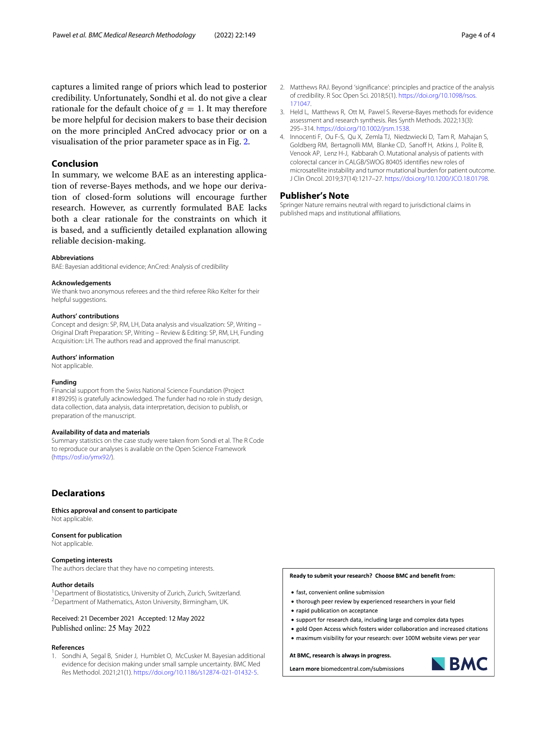captures a limited range of priors which lead to posterior credibility. Unfortunately, Sondhi et al. do not give a clear rationale for the default choice of $g = 1$. It may therefore be more helpful for decision makers to base their decision on the more principled AnCred advocacy prior or on a visualisation of the prior parameter space as in Fig. 2.

## Conclusion

In summary, we welcome BAE as an interesting application of reverse-Bayes methods, and we hope our derivation of closed-form solutions will encourage further research. However, as currently formulated BAE lacks both a clear rationale for the constraints on which it is based, and a sufficiently detailed explanation allowing reliable decision-making.

#### Abbreviations

BAE: Bayesian additional evidence; AnCred: Analysis of credibility

#### Acknowledgements

We thank two anonymous referees and the third referee Riko Kelter for their helpful suggestions.

#### Authors' contributions

Concept and design: SP, RM, LH, Data analysis and visualization: SP, Writing – Original Draft Preparation: SP, Writing – Review & Editing: SP, RM, LH, Funding Acquisition: LH. The authors read and approved the final manuscript.

#### Authors' information

Not applicable.

#### Funding

Financial support from the Swiss National Science Foundation (Project #189295) is gratefully acknowledged. The funder had no role in study design, data collection, data analysis, data interpretation, decision to publish, or preparation of the manuscript.

#### Availability of data and materials

Summary statistics on the case study were taken from Sondi et al. The R Code to reproduce our analyses is available on the Open Science Framework (https://osf.io/ymx92/).

## Declarations

#### Ethics approval and consent to participate

Not applicable.

#### Consent for publication

Not applicable.

#### Competing interests

The authors declare that they have no competing interests.

#### Author details

[1]Department of Biostatistics, University of Zurich, Zurich, Switzerland.
[2]Department of Mathematics, Aston University, Birmingham, UK.

Received: 21 December 2021 Accepted: 12 May 2022
Published online: 25 May 2022

#### References

1. Sondhi A, Segal B, Snider J, Humblet O, McCusker M. Bayesian additional evidence for decision making under small sample uncertainty. BMC Med Res Methodol. 2021;21(1). https://doi.org/10.1186/s12874-021-01432-5.
2. Matthews RAJ. Beyond 'significance': principles and practice of the analysis of credibility. R Soc Open Sci. 2018;5(1). https://doi.org/10.1098/rsos.171047.
3. Held L, Matthews R, Ott M, Pawel S. Reverse-Bayes methods for evidence assessment and research synthesis. Res Synth Methods. 2022;13(3): 295–314. https://doi.org/10.1002/jrsm.1538.
4. Innocenti F, Ou F-S, Qu X, Zemla TJ, Niedzwiecki D, Tam R, Mahajan S, Goldberg RM, Bertagnolli MM, Blanke CD, Sanoff H, Atkins J, Polite B, Venook AP, Lenz H-J, Kabbarah O. Mutational analysis of patients with colorectal cancer in CALGB/SWOG 80405 identifies new roles of microsatellite instability and tumor mutational burden for patient outcome. J Clin Oncol. 2019;37(14):1217–27. https://doi.org/10.1200/JCO.18.01798.

## Publisher's Note

Springer Nature remains neutral with regard to jurisdictional claims in published maps and institutional affiliations.

**Ready to submit your research? Choose BMC and benefit from:**

- fast, convenient online submission
- thorough peer review by experienced researchers in your field
- rapid publication on acceptance
- support for research data, including large and complex data types
- gold Open Access which fosters wider collaboration and increased citations
- maximum visibility for your research: over 100M website views per year

**At BMC, research is always in progress.**

**Learn more** biomedcentral.com/submissions